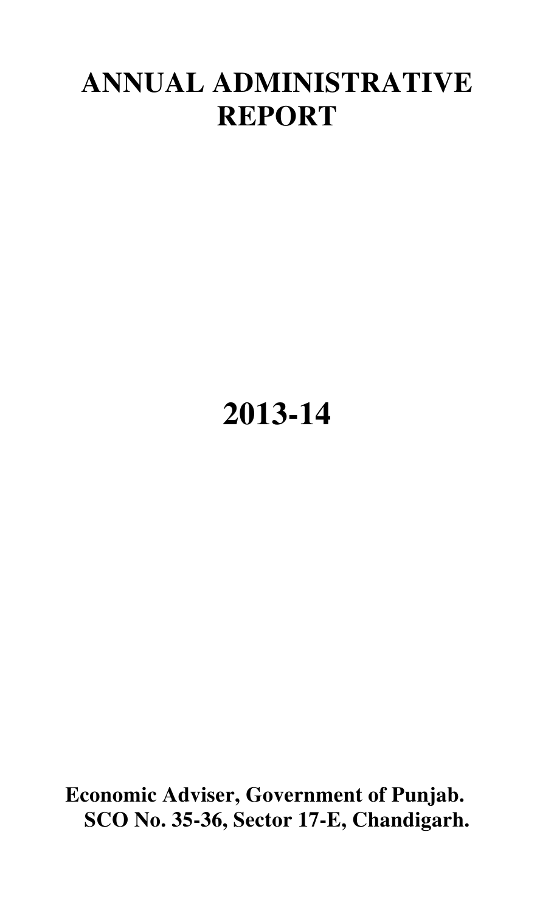# ANNUAL ADMINISTRATIVE REPORT

# 2013-14

**Economic Adviser, Government of Punjab.**
**SCO No. 35-36, Sector 17-E, Chandigarh.**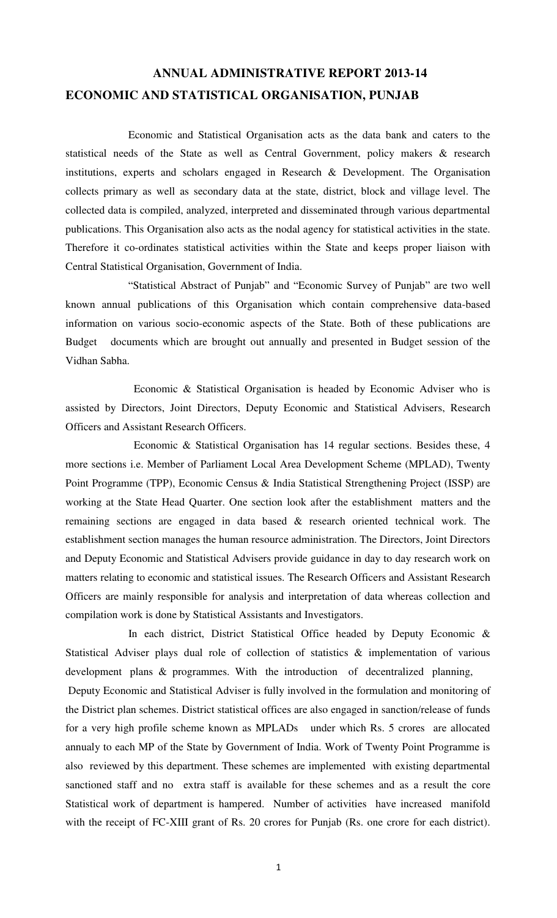# ANNUAL ADMINISTRATIVE REPORT 2013-14

## ECONOMIC AND STATISTICAL ORGANISATION, PUNJAB

Economic and Statistical Organisation acts as the data bank and caters to the statistical needs of the State as well as Central Government, policy makers & research institutions, experts and scholars engaged in Research & Development. The Organisation collects primary as well as secondary data at the state, district, block and village level. The collected data is compiled, analyzed, interpreted and disseminated through various departmental publications. This Organisation also acts as the nodal agency for statistical activities in the state. Therefore it co-ordinates statistical activities within the State and keeps proper liaison with Central Statistical Organisation, Government of India.

"Statistical Abstract of Punjab" and "Economic Survey of Punjab" are two well known annual publications of this Organisation which contain comprehensive data-based information on various socio-economic aspects of the State. Both of these publications are Budget documents which are brought out annually and presented in Budget session of the Vidhan Sabha.

Economic & Statistical Organisation is headed by Economic Adviser who is assisted by Directors, Joint Directors, Deputy Economic and Statistical Advisers, Research Officers and Assistant Research Officers.

Economic & Statistical Organisation has 14 regular sections. Besides these, 4 more sections i.e. Member of Parliament Local Area Development Scheme (MPLAD), Twenty Point Programme (TPP), Economic Census & India Statistical Strengthening Project (ISSP) are working at the State Head Quarter. One section look after the establishment matters and the remaining sections are engaged in data based & research oriented technical work. The establishment section manages the human resource administration. The Directors, Joint Directors and Deputy Economic and Statistical Advisers provide guidance in day to day research work on matters relating to economic and statistical issues. The Research Officers and Assistant Research Officers are mainly responsible for analysis and interpretation of data whereas collection and compilation work is done by Statistical Assistants and Investigators.

In each district, District Statistical Office headed by Deputy Economic & Statistical Adviser plays dual role of collection of statistics & implementation of various development plans & programmes. With the introduction of decentralized planning, Deputy Economic and Statistical Adviser is fully involved in the formulation and monitoring of the District plan schemes. District statistical offices are also engaged in sanction/release of funds for a very high profile scheme known as MPLADs under which Rs. 5 crores are allocated annualy to each MP of the State by Government of India. Work of Twenty Point Programme is also reviewed by this department. These schemes are implemented with existing departmental sanctioned staff and no extra staff is available for these schemes and as a result the core Statistical work of department is hampered. Number of activities have increased manifold with the receipt of FC-XIII grant of Rs. 20 crores for Punjab (Rs. one crore for each district).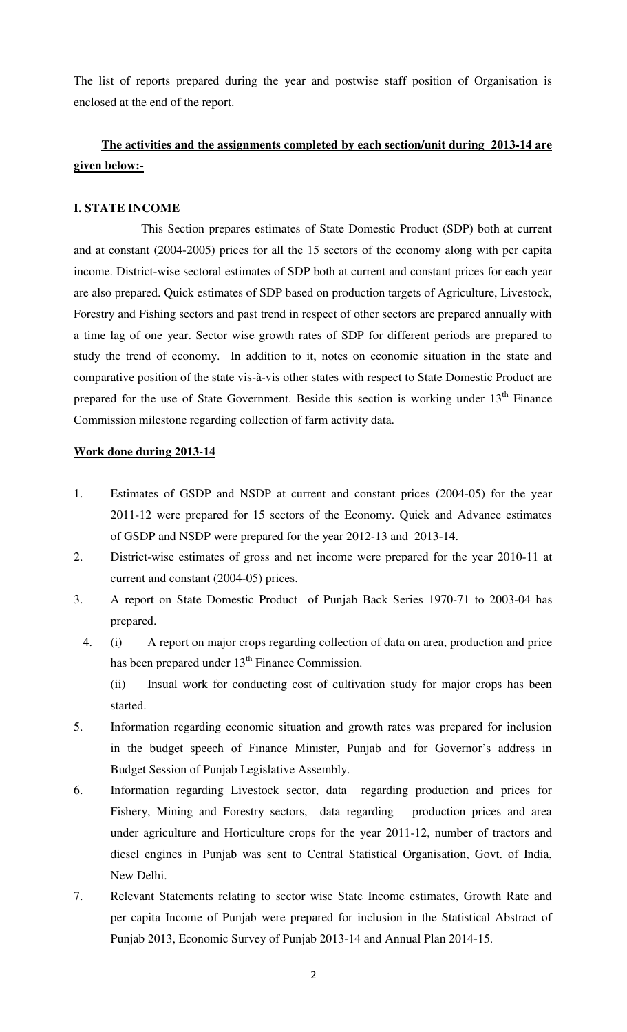The list of reports prepared during the year and postwise staff position of Organisation is enclosed at the end of the report.

**The activities and the assignments completed by each section/unit during 2013-14 are given below:-**

**I. STATE INCOME**

This Section prepares estimates of State Domestic Product (SDP) both at current and at constant (2004-2005) prices for all the 15 sectors of the economy along with per capita income. District-wise sectoral estimates of SDP both at current and constant prices for each year are also prepared. Quick estimates of SDP based on production targets of Agriculture, Livestock, Forestry and Fishing sectors and past trend in respect of other sectors are prepared annually with a time lag of one year. Sector wise growth rates of SDP for different periods are prepared to study the trend of economy. In addition to it, notes on economic situation in the state and comparative position of the state vis-à-vis other states with respect to State Domestic Product are prepared for the use of State Government. Beside this section is working under 13th Finance Commission milestone regarding collection of farm activity data.

**Work done during 2013-14**

1. Estimates of GSDP and NSDP at current and constant prices (2004-05) for the year 2011-12 were prepared for 15 sectors of the Economy. Quick and Advance estimates of GSDP and NSDP were prepared for the year 2012-13 and 2013-14.
2. District-wise estimates of gross and net income were prepared for the year 2010-11 at current and constant (2004-05) prices.
3. A report on State Domestic Product of Punjab Back Series 1970-71 to 2003-04 has prepared.
4. (i) A report on major crops regarding collection of data on area, production and price has been prepared under 13th Finance Commission.

   (ii) Insual work for conducting cost of cultivation study for major crops has been started.
5. Information regarding economic situation and growth rates was prepared for inclusion in the budget speech of Finance Minister, Punjab and for Governor's address in Budget Session of Punjab Legislative Assembly.
6. Information regarding Livestock sector, data regarding production and prices for Fishery, Mining and Forestry sectors, data regarding production prices and area under agriculture and Horticulture crops for the year 2011-12, number of tractors and diesel engines in Punjab was sent to Central Statistical Organisation, Govt. of India, New Delhi.
7. Relevant Statements relating to sector wise State Income estimates, Growth Rate and per capita Income of Punjab were prepared for inclusion in the Statistical Abstract of Punjab 2013, Economic Survey of Punjab 2013-14 and Annual Plan 2014-15.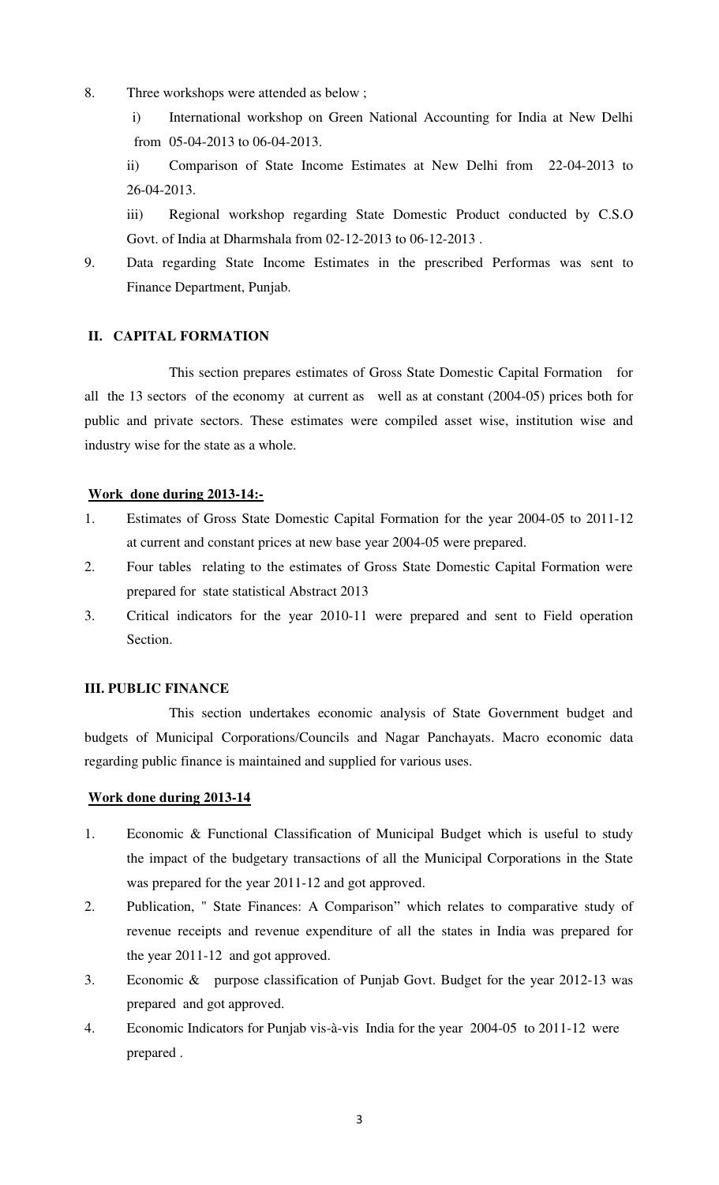8. Three workshops were attended as below ;

   i) International workshop on Green National Accounting for India at New Delhi from 05-04-2013 to 06-04-2013.

   ii) Comparison of State Income Estimates at New Delhi from 22-04-2013 to 26-04-2013.

   iii) Regional workshop regarding State Domestic Product conducted by C.S.O Govt. of India at Dharmshala from 02-12-2013 to 06-12-2013 .

9. Data regarding State Income Estimates in the prescribed Performas was sent to Finance Department, Punjab.

## II. CAPITAL FORMATION

This section prepares estimates of Gross State Domestic Capital Formation for all the 13 sectors of the economy at current as well as at constant (2004-05) prices both for public and private sectors. These estimates were compiled asset wise, institution wise and industry wise for the state as a whole.

**Work done during 2013-14:-**

1. Estimates of Gross State Domestic Capital Formation for the year 2004-05 to 2011-12 at current and constant prices at new base year 2004-05 were prepared.
2. Four tables relating to the estimates of Gross State Domestic Capital Formation were prepared for state statistical Abstract 2013
3. Critical indicators for the year 2010-11 were prepared and sent to Field operation Section.

## III. PUBLIC FINANCE

This section undertakes economic analysis of State Government budget and budgets of Municipal Corporations/Councils and Nagar Panchayats. Macro economic data regarding public finance is maintained and supplied for various uses.

**Work done during 2013-14**

1. Economic & Functional Classification of Municipal Budget which is useful to study the impact of the budgetary transactions of all the Municipal Corporations in the State was prepared for the year 2011-12 and got approved.
2. Publication, " State Finances: A Comparison" which relates to comparative study of revenue receipts and revenue expenditure of all the states in India was prepared for the year 2011-12 and got approved.
3. Economic & purpose classification of Punjab Govt. Budget for the year 2012-13 was prepared and got approved.
4. Economic Indicators for Punjab vis-à-vis India for the year 2004-05 to 2011-12 were prepared .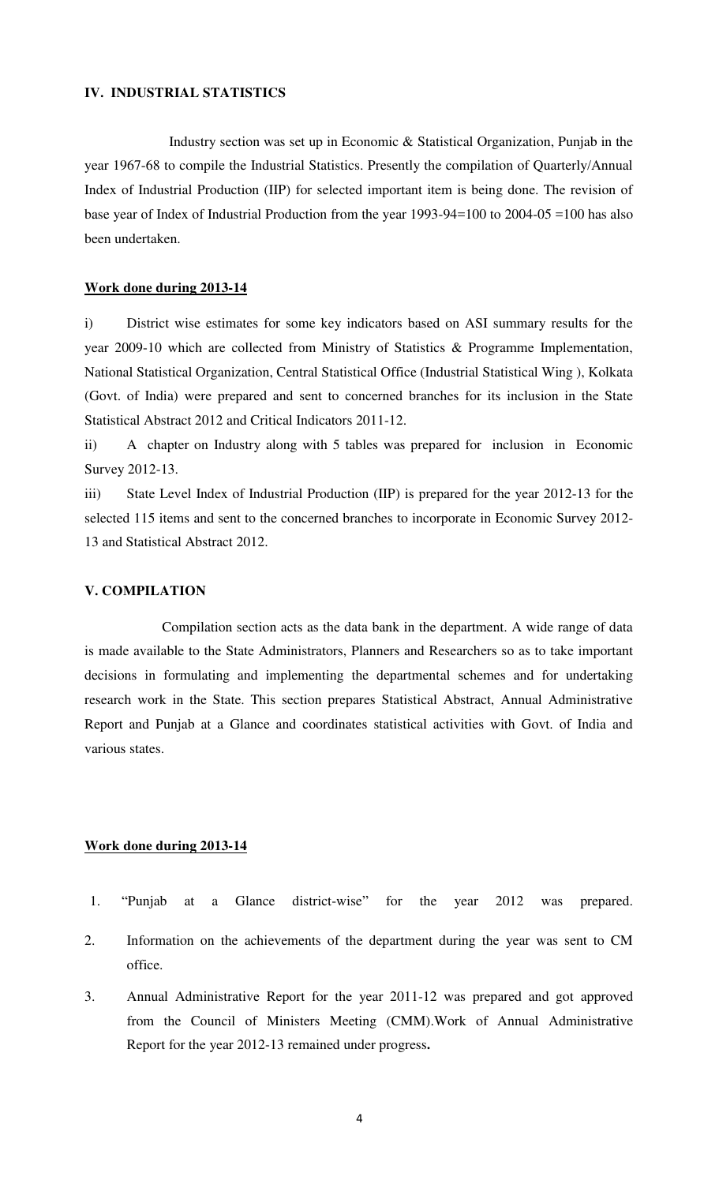## IV. INDUSTRIAL STATISTICS

Industry section was set up in Economic & Statistical Organization, Punjab in the year 1967-68 to compile the Industrial Statistics. Presently the compilation of Quarterly/Annual Index of Industrial Production (IIP) for selected important item is being done. The revision of base year of Index of Industrial Production from the year 1993-94=100 to 2004-05 =100 has also been undertaken.

**Work done during 2013-14**

i) District wise estimates for some key indicators based on ASI summary results for the year 2009-10 which are collected from Ministry of Statistics & Programme Implementation, National Statistical Organization, Central Statistical Office (Industrial Statistical Wing ), Kolkata (Govt. of India) were prepared and sent to concerned branches for its inclusion in the State Statistical Abstract 2012 and Critical Indicators 2011-12.

ii) A chapter on Industry along with 5 tables was prepared for inclusion in Economic Survey 2012-13.

iii) State Level Index of Industrial Production (IIP) is prepared for the year 2012-13 for the selected 115 items and sent to the concerned branches to incorporate in Economic Survey 2012-13 and Statistical Abstract 2012.

## V. COMPILATION

Compilation section acts as the data bank in the department. A wide range of data is made available to the State Administrators, Planners and Researchers so as to take important decisions in formulating and implementing the departmental schemes and for undertaking research work in the State. This section prepares Statistical Abstract, Annual Administrative Report and Punjab at a Glance and coordinates statistical activities with Govt. of India and various states.

**Work done during 2013-14**

1. "Punjab at a Glance district-wise" for the year 2012 was prepared.
2. Information on the achievements of the department during the year was sent to CM office.
3. Annual Administrative Report for the year 2011-12 was prepared and got approved from the Council of Ministers Meeting (CMM).Work of Annual Administrative Report for the year 2012-13 remained under progress**.**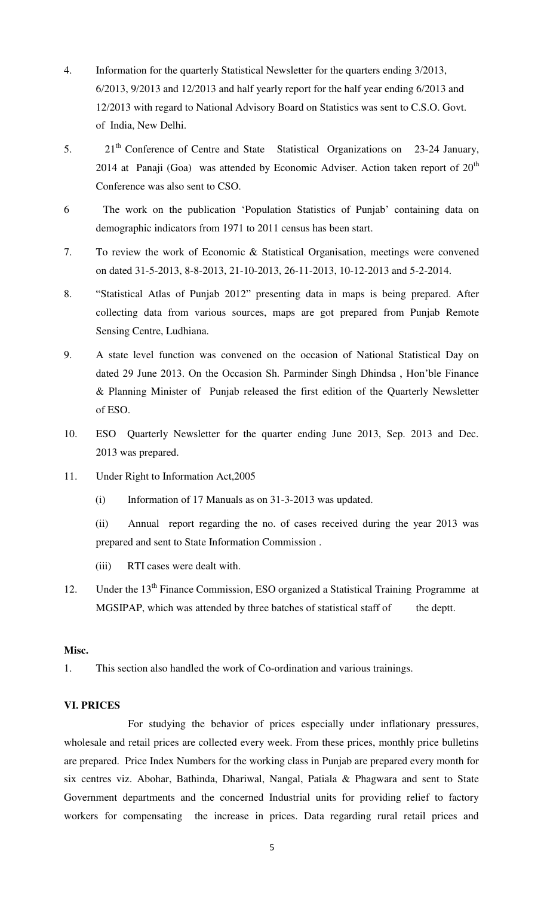4. Information for the quarterly Statistical Newsletter for the quarters ending 3/2013, 6/2013, 9/2013 and 12/2013 and half yearly report for the half year ending 6/2013 and 12/2013 with regard to National Advisory Board on Statistics was sent to C.S.O. Govt. of India, New Delhi.

5. 21st Conference of Centre and State Statistical Organizations on 23-24 January, 2014 at Panaji (Goa) was attended by Economic Adviser. Action taken report of 20th Conference was also sent to CSO.

6 The work on the publication 'Population Statistics of Punjab' containing data on demographic indicators from 1971 to 2011 census has been start.

7. To review the work of Economic & Statistical Organisation, meetings were convened on dated 31-5-2013, 8-8-2013, 21-10-2013, 26-11-2013, 10-12-2013 and 5-2-2014.

8. "Statistical Atlas of Punjab 2012" presenting data in maps is being prepared. After collecting data from various sources, maps are got prepared from Punjab Remote Sensing Centre, Ludhiana.

9. A state level function was convened on the occasion of National Statistical Day on dated 29 June 2013. On the Occasion Sh. Parminder Singh Dhindsa , Hon'ble Finance & Planning Minister of Punjab released the first edition of the Quarterly Newsletter of ESO.

10. ESO Quarterly Newsletter for the quarter ending June 2013, Sep. 2013 and Dec. 2013 was prepared.

11. Under Right to Information Act,2005

    (i) Information of 17 Manuals as on 31-3-2013 was updated.

    (ii) Annual report regarding the no. of cases received during the year 2013 was prepared and sent to State Information Commission .

    (iii) RTI cases were dealt with.

12. Under the 13th Finance Commission, ESO organized a Statistical Training Programme at MGSIPAP, which was attended by three batches of statistical staff of the deptt.

**Misc.**

1. This section also handled the work of Co-ordination and various trainings.

**VI. PRICES**

For studying the behavior of prices especially under inflationary pressures, wholesale and retail prices are collected every week. From these prices, monthly price bulletins are prepared. Price Index Numbers for the working class in Punjab are prepared every month for six centres viz. Abohar, Bathinda, Dhariwal, Nangal, Patiala & Phagwara and sent to State Government departments and the concerned Industrial units for providing relief to factory workers for compensating the increase in prices. Data regarding rural retail prices and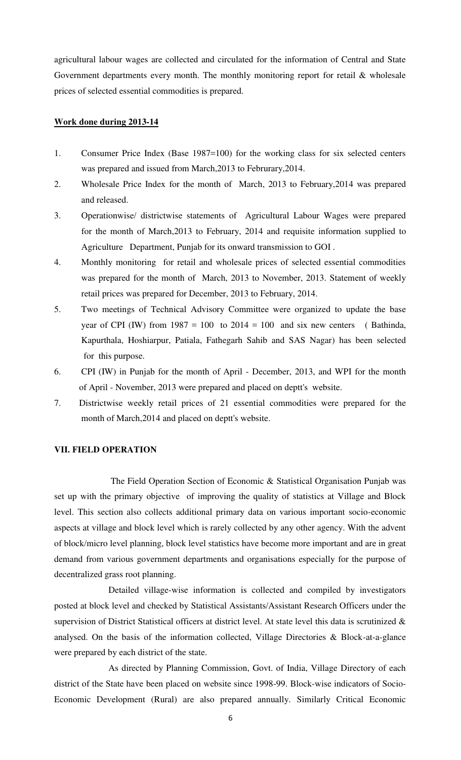agricultural labour wages are collected and circulated for the information of Central and State Government departments every month. The monthly monitoring report for retail & wholesale prices of selected essential commodities is prepared.

**Work done during 2013-14**

1. Consumer Price Index (Base 1987=100) for the working class for six selected centers was prepared and issued from March,2013 to Februrary,2014.
2. Wholesale Price Index for the month of March, 2013 to February,2014 was prepared and released.
3. Operationwise/ districtwise statements of Agricultural Labour Wages were prepared for the month of March,2013 to February, 2014 and requisite information supplied to Agriculture Department, Punjab for its onward transmission to GOI .
4. Monthly monitoring for retail and wholesale prices of selected essential commodities was prepared for the month of March, 2013 to November, 2013. Statement of weekly retail prices was prepared for December, 2013 to February, 2014.
5. Two meetings of Technical Advisory Committee were organized to update the base year of CPI (IW) from 1987 = 100 to 2014 = 100 and six new centers ( Bathinda, Kapurthala, Hoshiarpur, Patiala, Fathegarh Sahib and SAS Nagar) has been selected for this purpose.
6. CPI (IW) in Punjab for the month of April - December, 2013, and WPI for the month of April - November, 2013 were prepared and placed on deptt's website.
7. Districtwise weekly retail prices of 21 essential commodities were prepared for the month of March,2014 and placed on deptt's website.

**VII. FIELD OPERATION**

The Field Operation Section of Economic & Statistical Organisation Punjab was set up with the primary objective of improving the quality of statistics at Village and Block level. This section also collects additional primary data on various important socio-economic aspects at village and block level which is rarely collected by any other agency. With the advent of block/micro level planning, block level statistics have become more important and are in great demand from various government departments and organisations especially for the purpose of decentralized grass root planning.

Detailed village-wise information is collected and compiled by investigators posted at block level and checked by Statistical Assistants/Assistant Research Officers under the supervision of District Statistical officers at district level. At state level this data is scrutinized & analysed. On the basis of the information collected, Village Directories & Block-at-a-glance were prepared by each district of the state.

As directed by Planning Commission, Govt. of India, Village Directory of each district of the State have been placed on website since 1998-99. Block-wise indicators of Socio-Economic Development (Rural) are also prepared annually. Similarly Critical Economic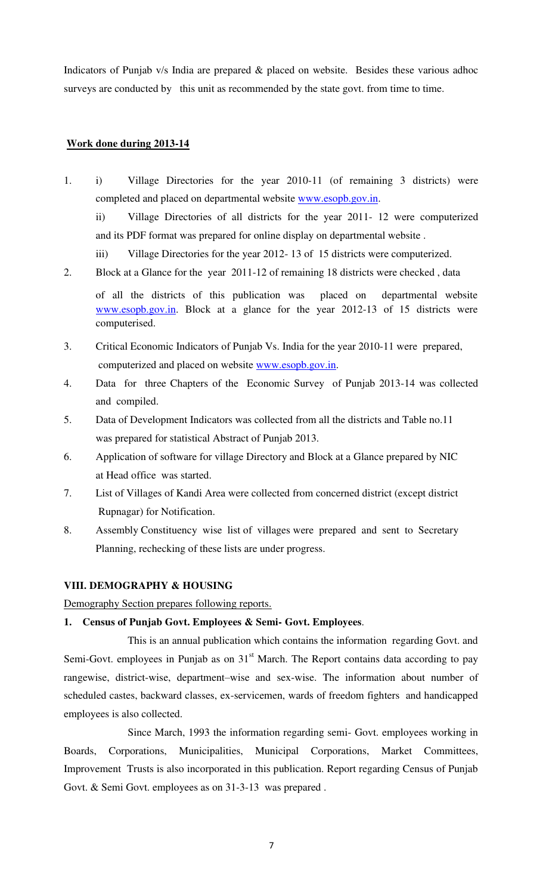Indicators of Punjab v/s India are prepared & placed on website. Besides these various adhoc surveys are conducted by this unit as recommended by the state govt. from time to time.

**Work done during 2013-14**

1. i) Village Directories for the year 2010-11 (of remaining 3 districts) were completed and placed on departmental website www.esopb.gov.in.

   ii) Village Directories of all districts for the year 2011- 12 were computerized and its PDF format was prepared for online display on departmental website .

   iii) Village Directories for the year 2012- 13 of 15 districts were computerized.

2. Block at a Glance for the year 2011-12 of remaining 18 districts were checked , data of all the districts of this publication was placed on departmental website www.esopb.gov.in. Block at a glance for the year 2012-13 of 15 districts were computerised.

3. Critical Economic Indicators of Punjab Vs. India for the year 2010-11 were prepared, computerized and placed on website www.esopb.gov.in.

4. Data for three Chapters of the Economic Survey of Punjab 2013-14 was collected and compiled.

5. Data of Development Indicators was collected from all the districts and Table no.11 was prepared for statistical Abstract of Punjab 2013.

6. Application of software for village Directory and Block at a Glance prepared by NIC at Head office was started.

7. List of Villages of Kandi Area were collected from concerned district (except district Rupnagar) for Notification.

8. Assembly Constituency wise list of villages were prepared and sent to Secretary Planning, rechecking of these lists are under progress.

## VIII. DEMOGRAPHY & HOUSING

Demography Section prepares following reports.

**1. Census of Punjab Govt. Employees & Semi- Govt. Employees**.

This is an annual publication which contains the information regarding Govt. and Semi-Govt. employees in Punjab as on 31st March. The Report contains data according to pay rangewise, district-wise, department–wise and sex-wise. The information about number of scheduled castes, backward classes, ex-servicemen, wards of freedom fighters and handicapped employees is also collected.

Since March, 1993 the information regarding semi- Govt. employees working in Boards, Corporations, Municipalities, Municipal Corporations, Market Committees, Improvement Trusts is also incorporated in this publication. Report regarding Census of Punjab Govt. & Semi Govt. employees as on 31-3-13 was prepared .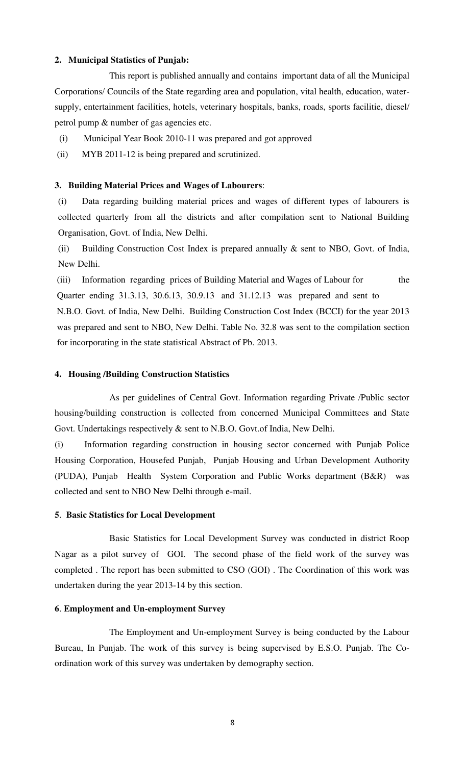## 2. Municipal Statistics of Punjab:

This report is published annually and contains important data of all the Municipal Corporations/ Councils of the State regarding area and population, vital health, education, water-supply, entertainment facilities, hotels, veterinary hospitals, banks, roads, sports facilitie, diesel/ petrol pump & number of gas agencies etc.

(i) Municipal Year Book 2010-11 was prepared and got approved

(ii) MYB 2011-12 is being prepared and scrutinized.

## 3. Building Material Prices and Wages of Labourers:

(i) Data regarding building material prices and wages of different types of labourers is collected quarterly from all the districts and after compilation sent to National Building Organisation, Govt. of India, New Delhi.

(ii) Building Construction Cost Index is prepared annually & sent to NBO, Govt. of India, New Delhi.

(iii) Information regarding prices of Building Material and Wages of Labour for the Quarter ending 31.3.13, 30.6.13, 30.9.13 and 31.12.13 was prepared and sent to N.B.O. Govt. of India, New Delhi. Building Construction Cost Index (BCCI) for the year 2013 was prepared and sent to NBO, New Delhi. Table No. 32.8 was sent to the compilation section for incorporating in the state statistical Abstract of Pb. 2013.

## 4. Housing /Building Construction Statistics

As per guidelines of Central Govt. Information regarding Private /Public sector housing/building construction is collected from concerned Municipal Committees and State Govt. Undertakings respectively & sent to N.B.O. Govt.of India, New Delhi.

(i) Information regarding construction in housing sector concerned with Punjab Police Housing Corporation, Housefed Punjab, Punjab Housing and Urban Development Authority (PUDA), Punjab Health System Corporation and Public Works department (B&R) was collected and sent to NBO New Delhi through e-mail.

## 5. Basic Statistics for Local Development

Basic Statistics for Local Development Survey was conducted in district Roop Nagar as a pilot survey of GOI. The second phase of the field work of the survey was completed . The report has been submitted to CSO (GOI) . The Coordination of this work was undertaken during the year 2013-14 by this section.

## 6. Employment and Un-employment Survey

The Employment and Un-employment Survey is being conducted by the Labour Bureau, In Punjab. The work of this survey is being supervised by E.S.O. Punjab. The Co-ordination work of this survey was undertaken by demography section.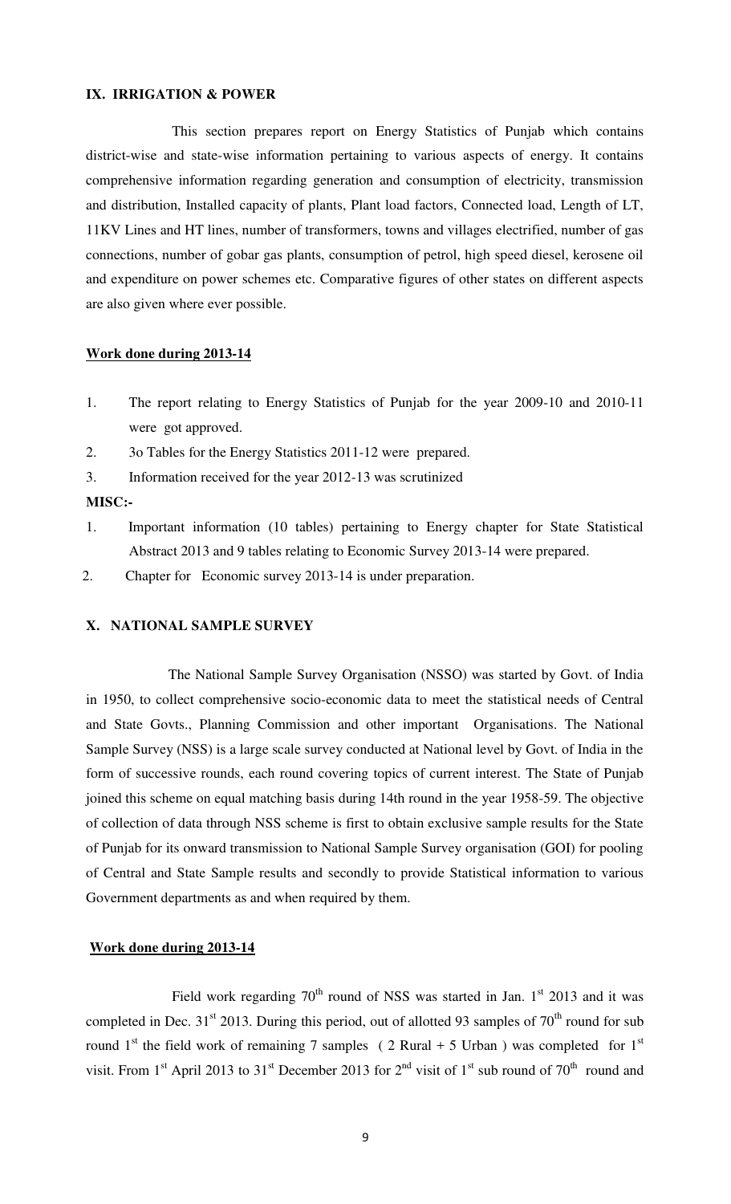## IX. IRRIGATION & POWER

This section prepares report on Energy Statistics of Punjab which contains district-wise and state-wise information pertaining to various aspects of energy. It contains comprehensive information regarding generation and consumption of electricity, transmission and distribution, Installed capacity of plants, Plant load factors, Connected load, Length of LT, 11KV Lines and HT lines, number of transformers, towns and villages electrified, number of gas connections, number of gobar gas plants, consumption of petrol, high speed diesel, kerosene oil and expenditure on power schemes etc. Comparative figures of other states on different aspects are also given where ever possible.

**Work done during 2013-14**

1. The report relating to Energy Statistics of Punjab for the year 2009-10 and 2010-11 were got approved.
2. 3o Tables for the Energy Statistics 2011-12 were prepared.
3. Information received for the year 2012-13 was scrutinized

**MISC:-**

1. Important information (10 tables) pertaining to Energy chapter for State Statistical Abstract 2013 and 9 tables relating to Economic Survey 2013-14 were prepared.
2. Chapter for Economic survey 2013-14 is under preparation.

## X. NATIONAL SAMPLE SURVEY

The National Sample Survey Organisation (NSSO) was started by Govt. of India in 1950, to collect comprehensive socio-economic data to meet the statistical needs of Central and State Govts., Planning Commission and other important Organisations. The National Sample Survey (NSS) is a large scale survey conducted at National level by Govt. of India in the form of successive rounds, each round covering topics of current interest. The State of Punjab joined this scheme on equal matching basis during 14th round in the year 1958-59. The objective of collection of data through NSS scheme is first to obtain exclusive sample results for the State of Punjab for its onward transmission to National Sample Survey organisation (GOI) for pooling of Central and State Sample results and secondly to provide Statistical information to various Government departments as and when required by them.

**Work done during 2013-14**

Field work regarding 70th round of NSS was started in Jan. 1st 2013 and it was completed in Dec. 31st 2013. During this period, out of allotted 93 samples of 70th round for sub round 1st the field work of remaining 7 samples ( 2 Rural + 5 Urban ) was completed for 1st visit. From 1st April 2013 to 31st December 2013 for 2nd visit of 1st sub round of 70th round and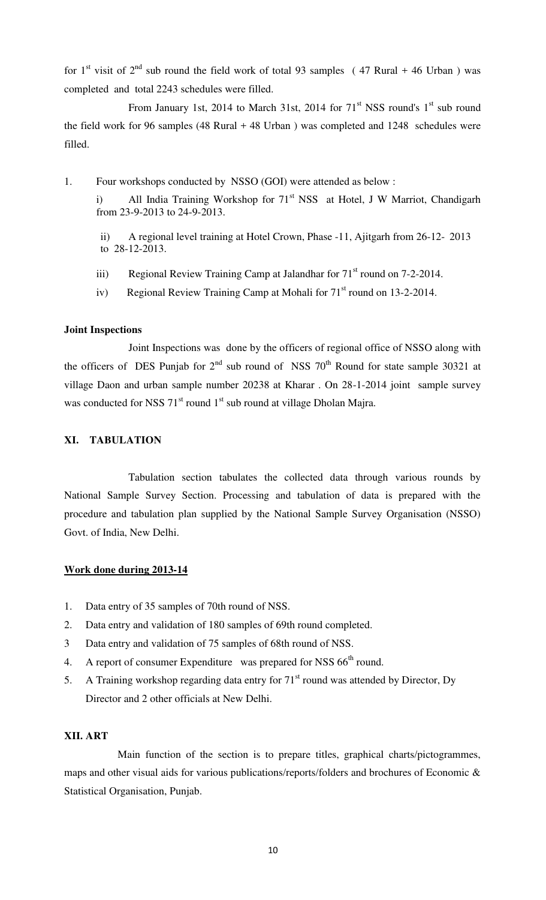for 1st visit of 2nd sub round the field work of total 93 samples ( 47 Rural + 46 Urban ) was completed and total 2243 schedules were filled.

From January 1st, 2014 to March 31st, 2014 for 71st NSS round's 1st sub round the field work for 96 samples (48 Rural + 48 Urban ) was completed and 1248 schedules were filled.

1. Four workshops conducted by NSSO (GOI) were attended as below :

   i) All India Training Workshop for 71st NSS at Hotel, J W Marriot, Chandigarh from 23-9-2013 to 24-9-2013.

   ii) A regional level training at Hotel Crown, Phase -11, Ajitgarh from 26-12- 2013 to 28-12-2013.

   iii) Regional Review Training Camp at Jalandhar for 71st round on 7-2-2014.

   iv) Regional Review Training Camp at Mohali for 71st round on 13-2-2014.

**Joint Inspections**

Joint Inspections was done by the officers of regional office of NSSO along with the officers of DES Punjab for 2nd sub round of NSS 70th Round for state sample 30321 at village Daon and urban sample number 20238 at Kharar . On 28-1-2014 joint sample survey was conducted for NSS 71st round 1st sub round at village Dholan Majra.

## XI. TABULATION

Tabulation section tabulates the collected data through various rounds by National Sample Survey Section. Processing and tabulation of data is prepared with the procedure and tabulation plan supplied by the National Sample Survey Organisation (NSSO) Govt. of India, New Delhi.

**Work done during 2013-14**

1. Data entry of 35 samples of 70th round of NSS.
2. Data entry and validation of 180 samples of 69th round completed.
3. Data entry and validation of 75 samples of 68th round of NSS.
4. A report of consumer Expenditure was prepared for NSS 66th round.
5. A Training workshop regarding data entry for 71st round was attended by Director, Dy Director and 2 other officials at New Delhi.

## XII. ART

Main function of the section is to prepare titles, graphical charts/pictogrammes, maps and other visual aids for various publications/reports/folders and brochures of Economic & Statistical Organisation, Punjab.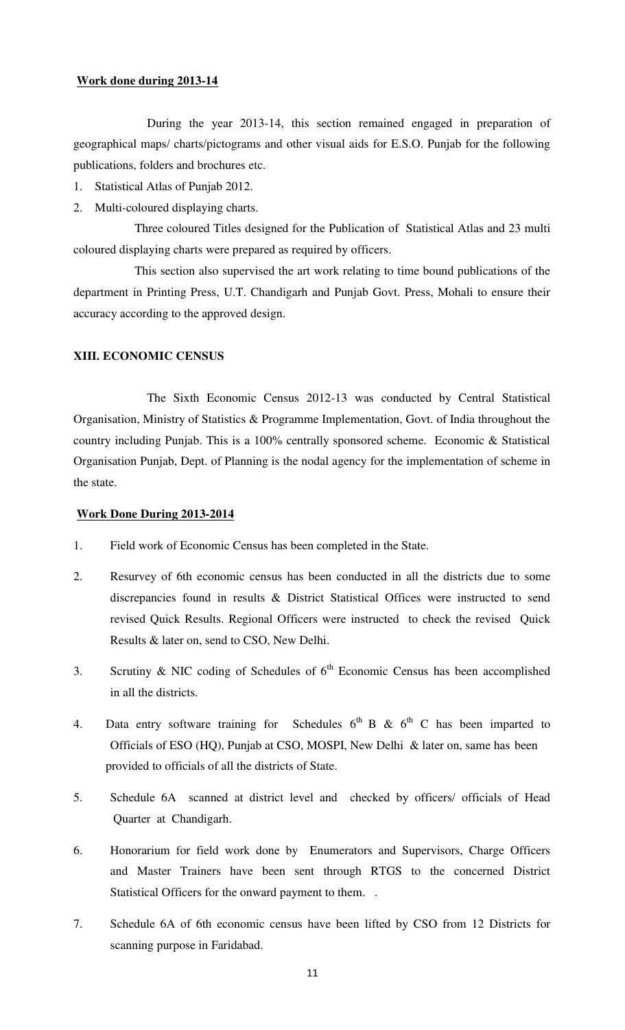**Work done during 2013-14**

During the year 2013-14, this section remained engaged in preparation of geographical maps/ charts/pictograms and other visual aids for E.S.O. Punjab for the following publications, folders and brochures etc.

1. Statistical Atlas of Punjab 2012.
2. Multi-coloured displaying charts.

Three coloured Titles designed for the Publication of Statistical Atlas and 23 multi coloured displaying charts were prepared as required by officers.

This section also supervised the art work relating to time bound publications of the department in Printing Press, U.T. Chandigarh and Punjab Govt. Press, Mohali to ensure their accuracy according to the approved design.

## XIII. ECONOMIC CENSUS

The Sixth Economic Census 2012-13 was conducted by Central Statistical Organisation, Ministry of Statistics & Programme Implementation, Govt. of India throughout the country including Punjab. This is a 100% centrally sponsored scheme. Economic & Statistical Organisation Punjab, Dept. of Planning is the nodal agency for the implementation of scheme in the state.

**Work Done During 2013-2014**

1. Field work of Economic Census has been completed in the State.
2. Resurvey of 6th economic census has been conducted in all the districts due to some discrepancies found in results & District Statistical Offices were instructed to send revised Quick Results. Regional Officers were instructed to check the revised Quick Results & later on, send to CSO, New Delhi.
3. Scrutiny & NIC coding of Schedules of 6th Economic Census has been accomplished in all the districts.
4. Data entry software training for Schedules 6th B & 6th C has been imparted to Officials of ESO (HQ), Punjab at CSO, MOSPI, New Delhi & later on, same has been provided to officials of all the districts of State.
5. Schedule 6A scanned at district level and checked by officers/ officials of Head Quarter at Chandigarh.
6. Honorarium for field work done by Enumerators and Supervisors, Charge Officers and Master Trainers have been sent through RTGS to the concerned District Statistical Officers for the onward payment to them. .
7. Schedule 6A of 6th economic census have been lifted by CSO from 12 Districts for scanning purpose in Faridabad.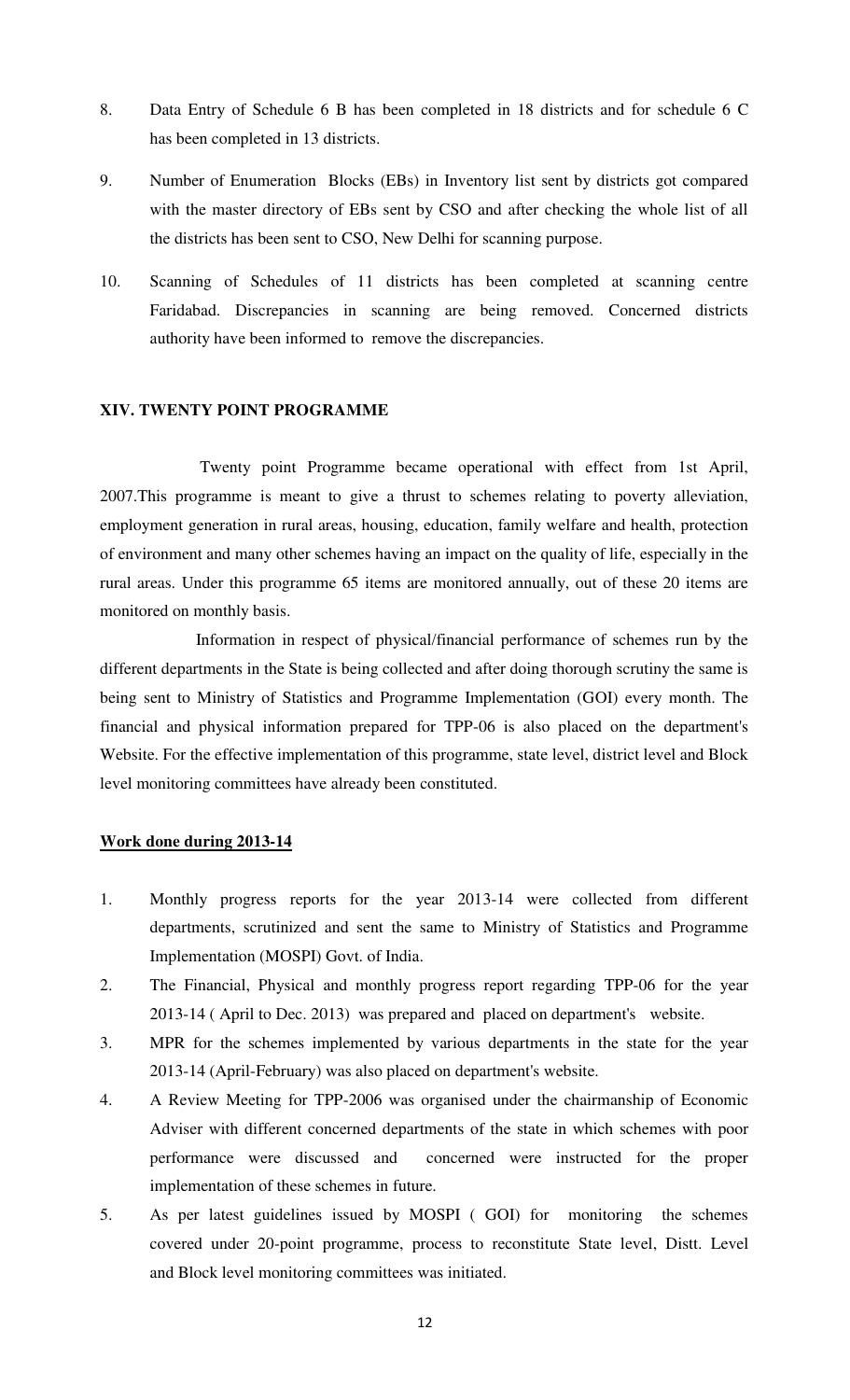8. Data Entry of Schedule 6 B has been completed in 18 districts and for schedule 6 C has been completed in 13 districts.

9. Number of Enumeration Blocks (EBs) in Inventory list sent by districts got compared with the master directory of EBs sent by CSO and after checking the whole list of all the districts has been sent to CSO, New Delhi for scanning purpose.

10. Scanning of Schedules of 11 districts has been completed at scanning centre Faridabad. Discrepancies in scanning are being removed. Concerned districts authority have been informed to remove the discrepancies.

## XIV. TWENTY POINT PROGRAMME

Twenty point Programme became operational with effect from 1st April, 2007.This programme is meant to give a thrust to schemes relating to poverty alleviation, employment generation in rural areas, housing, education, family welfare and health, protection of environment and many other schemes having an impact on the quality of life, especially in the rural areas. Under this programme 65 items are monitored annually, out of these 20 items are monitored on monthly basis.

Information in respect of physical/financial performance of schemes run by the different departments in the State is being collected and after doing thorough scrutiny the same is being sent to Ministry of Statistics and Programme Implementation (GOI) every month. The financial and physical information prepared for TPP-06 is also placed on the department's Website. For the effective implementation of this programme, state level, district level and Block level monitoring committees have already been constituted.

**<u>Work done during 2013-14</u>**

1. Monthly progress reports for the year 2013-14 were collected from different departments, scrutinized and sent the same to Ministry of Statistics and Programme Implementation (MOSPI) Govt. of India.
2. The Financial, Physical and monthly progress report regarding TPP-06 for the year 2013-14 ( April to Dec. 2013) was prepared and placed on department's website.
3. MPR for the schemes implemented by various departments in the state for the year 2013-14 (April-February) was also placed on department's website.
4. A Review Meeting for TPP-2006 was organised under the chairmanship of Economic Adviser with different concerned departments of the state in which schemes with poor performance were discussed and concerned were instructed for the proper implementation of these schemes in future.
5. As per latest guidelines issued by MOSPI ( GOI) for monitoring the schemes covered under 20-point programme, process to reconstitute State level, Distt. Level and Block level monitoring committees was initiated.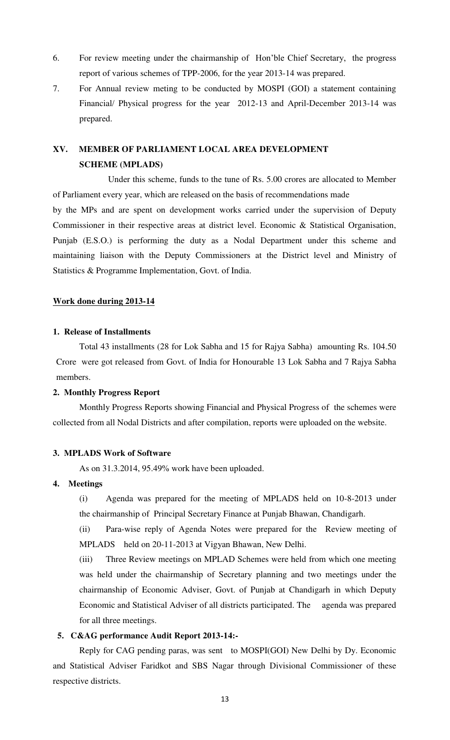6. For review meeting under the chairmanship of Hon'ble Chief Secretary, the progress report of various schemes of TPP-2006, for the year 2013-14 was prepared.

7. For Annual review meting to be conducted by MOSPI (GOI) a statement containing Financial/ Physical progress for the year 2012-13 and April-December 2013-14 was prepared.

## XV. MEMBER OF PARLIAMENT LOCAL AREA DEVELOPMENT SCHEME (MPLADS)

Under this scheme, funds to the tune of Rs. 5.00 crores are allocated to Member of Parliament every year, which are released on the basis of recommendations made by the MPs and are spent on development works carried under the supervision of Deputy Commissioner in their respective areas at district level. Economic & Statistical Organisation, Punjab (E.S.O.) is performing the duty as a Nodal Department under this scheme and maintaining liaison with the Deputy Commissioners at the District level and Ministry of Statistics & Programme Implementation, Govt. of India.

**Work done during 2013-14**

**1. Release of Installments**

Total 43 installments (28 for Lok Sabha and 15 for Rajya Sabha) amounting Rs. 104.50 Crore were got released from Govt. of India for Honourable 13 Lok Sabha and 7 Rajya Sabha members.

**2. Monthly Progress Report**

Monthly Progress Reports showing Financial and Physical Progress of the schemes were collected from all Nodal Districts and after compilation, reports were uploaded on the website.

**3. MPLADS Work of Software**

As on 31.3.2014, 95.49% work have been uploaded.

**4. Meetings**

(i) Agenda was prepared for the meeting of MPLADS held on 10-8-2013 under the chairmanship of Principal Secretary Finance at Punjab Bhawan, Chandigarh.

(ii) Para-wise reply of Agenda Notes were prepared for the Review meeting of MPLADS held on 20-11-2013 at Vigyan Bhawan, New Delhi.

(iii) Three Review meetings on MPLAD Schemes were held from which one meeting was held under the chairmanship of Secretary planning and two meetings under the chairmanship of Economic Adviser, Govt. of Punjab at Chandigarh in which Deputy Economic and Statistical Adviser of all districts participated. The agenda was prepared for all three meetings.

**5. C&AG performance Audit Report 2013-14:-**

Reply for CAG pending paras, was sent to MOSPI(GOI) New Delhi by Dy. Economic and Statistical Adviser Faridkot and SBS Nagar through Divisional Commissioner of these respective districts.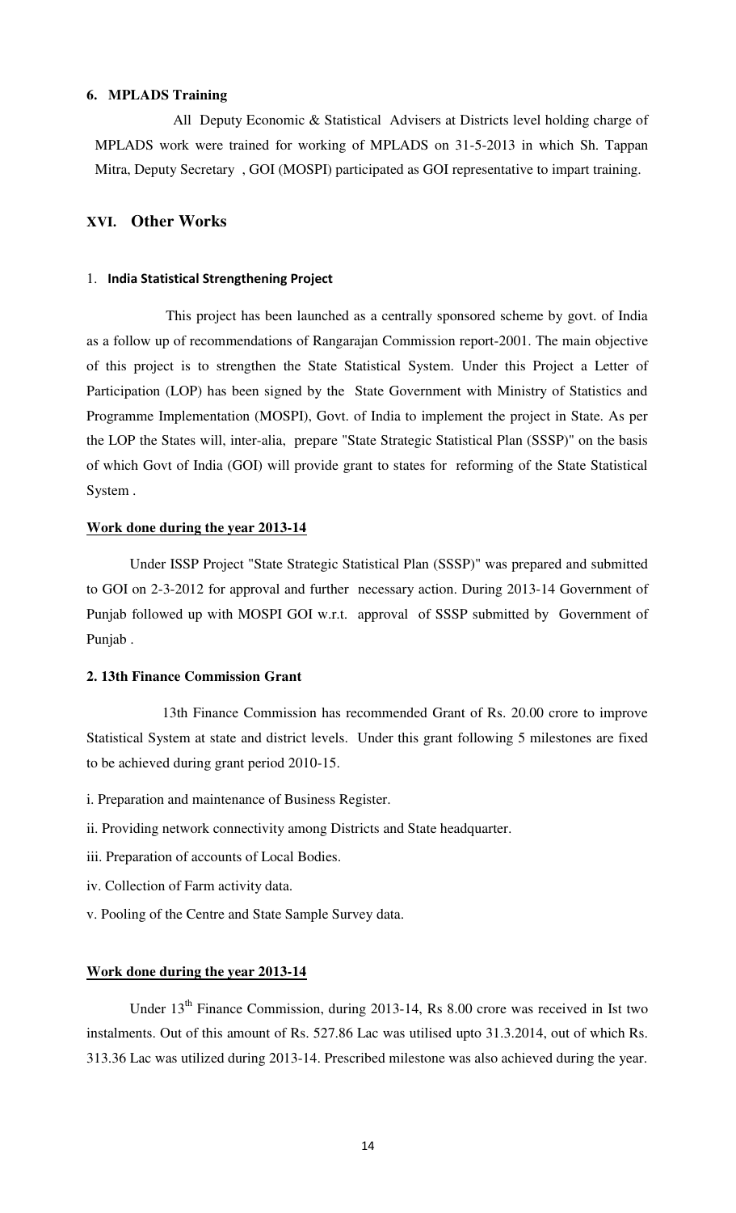### 6. MPLADS Training

All Deputy Economic & Statistical Advisers at Districts level holding charge of MPLADS work were trained for working of MPLADS on 31-5-2013 in which Sh. Tappan Mitra, Deputy Secretary , GOI (MOSPI) participated as GOI representative to impart training.

## XVI. Other Works

### 1. India Statistical Strengthening Project

This project has been launched as a centrally sponsored scheme by govt. of India as a follow up of recommendations of Rangarajan Commission report-2001. The main objective of this project is to strengthen the State Statistical System. Under this Project a Letter of Participation (LOP) has been signed by the State Government with Ministry of Statistics and Programme Implementation (MOSPI), Govt. of India to implement the project in State. As per the LOP the States will, inter-alia, prepare "State Strategic Statistical Plan (SSSP)" on the basis of which Govt of India (GOI) will provide grant to states for reforming of the State Statistical System .

**Work done during the year 2013-14**

Under ISSP Project "State Strategic Statistical Plan (SSSP)" was prepared and submitted to GOI on 2-3-2012 for approval and further necessary action. During 2013-14 Government of Punjab followed up with MOSPI GOI w.r.t. approval of SSSP submitted by Government of Punjab .

### 2. 13th Finance Commission Grant

13th Finance Commission has recommended Grant of Rs. 20.00 crore to improve Statistical System at state and district levels. Under this grant following 5 milestones are fixed to be achieved during grant period 2010-15.

i. Preparation and maintenance of Business Register.

ii. Providing network connectivity among Districts and State headquarter.

iii. Preparation of accounts of Local Bodies.

iv. Collection of Farm activity data.

v. Pooling of the Centre and State Sample Survey data.

**Work done during the year 2013-14**

Under 13th Finance Commission, during 2013-14, Rs 8.00 crore was received in Ist two instalments. Out of this amount of Rs. 527.86 Lac was utilised upto 31.3.2014, out of which Rs. 313.36 Lac was utilized during 2013-14. Prescribed milestone was also achieved during the year.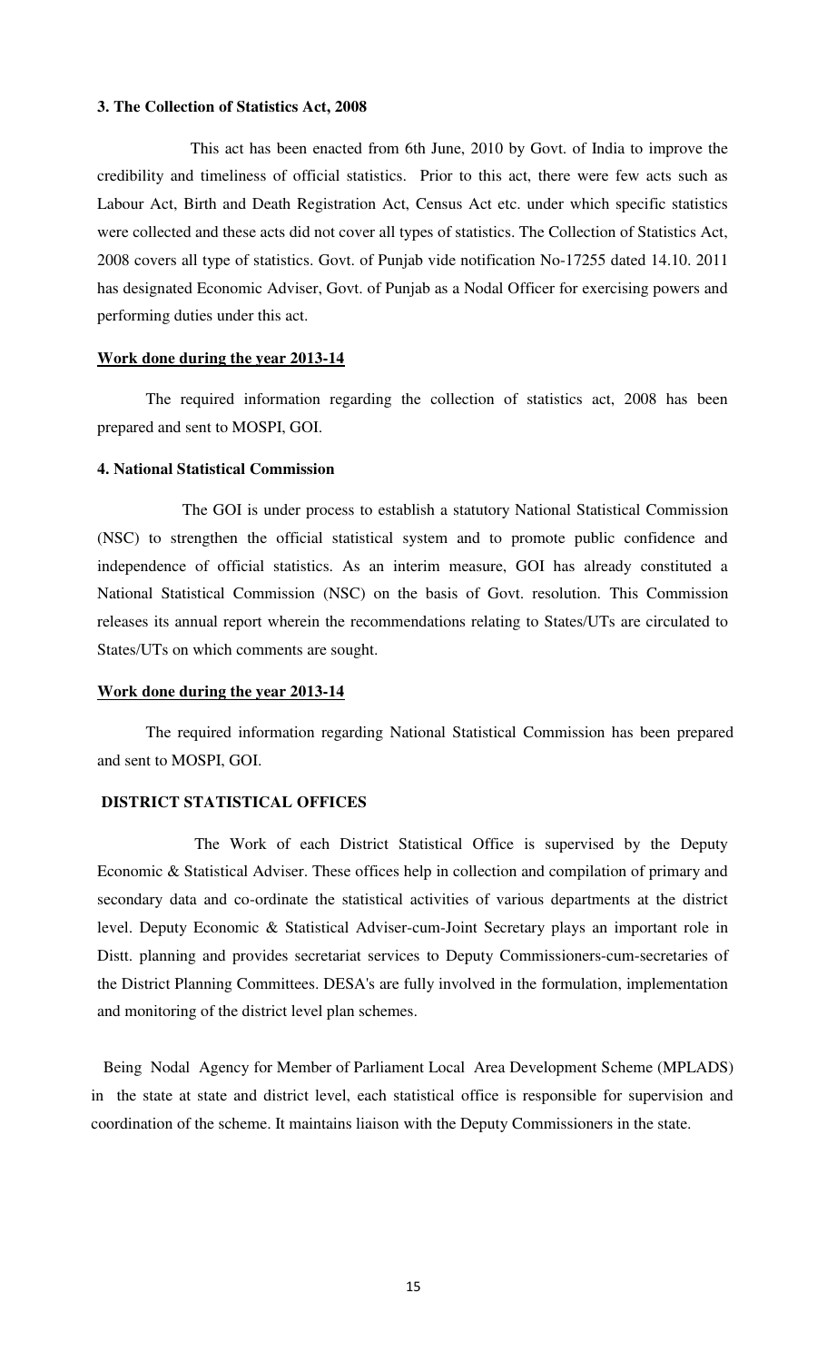**3. The Collection of Statistics Act, 2008**

This act has been enacted from 6th June, 2010 by Govt. of India to improve the credibility and timeliness of official statistics. Prior to this act, there were few acts such as Labour Act, Birth and Death Registration Act, Census Act etc. under which specific statistics were collected and these acts did not cover all types of statistics. The Collection of Statistics Act, 2008 covers all type of statistics. Govt. of Punjab vide notification No-17255 dated 14.10. 2011 has designated Economic Adviser, Govt. of Punjab as a Nodal Officer for exercising powers and performing duties under this act.

**Work done during the year 2013-14**

The required information regarding the collection of statistics act, 2008 has been prepared and sent to MOSPI, GOI.

**4. National Statistical Commission**

The GOI is under process to establish a statutory National Statistical Commission (NSC) to strengthen the official statistical system and to promote public confidence and independence of official statistics. As an interim measure, GOI has already constituted a National Statistical Commission (NSC) on the basis of Govt. resolution. This Commission releases its annual report wherein the recommendations relating to States/UTs are circulated to States/UTs on which comments are sought.

**Work done during the year 2013-14**

The required information regarding National Statistical Commission has been prepared and sent to MOSPI, GOI.

**DISTRICT STATISTICAL OFFICES**

The Work of each District Statistical Office is supervised by the Deputy Economic & Statistical Adviser. These offices help in collection and compilation of primary and secondary data and co-ordinate the statistical activities of various departments at the district level. Deputy Economic & Statistical Adviser-cum-Joint Secretary plays an important role in Distt. planning and provides secretariat services to Deputy Commissioners-cum-secretaries of the District Planning Committees. DESA's are fully involved in the formulation, implementation and monitoring of the district level plan schemes.

Being Nodal Agency for Member of Parliament Local Area Development Scheme (MPLADS) in the state at state and district level, each statistical office is responsible for supervision and coordination of the scheme. It maintains liaison with the Deputy Commissioners in the state.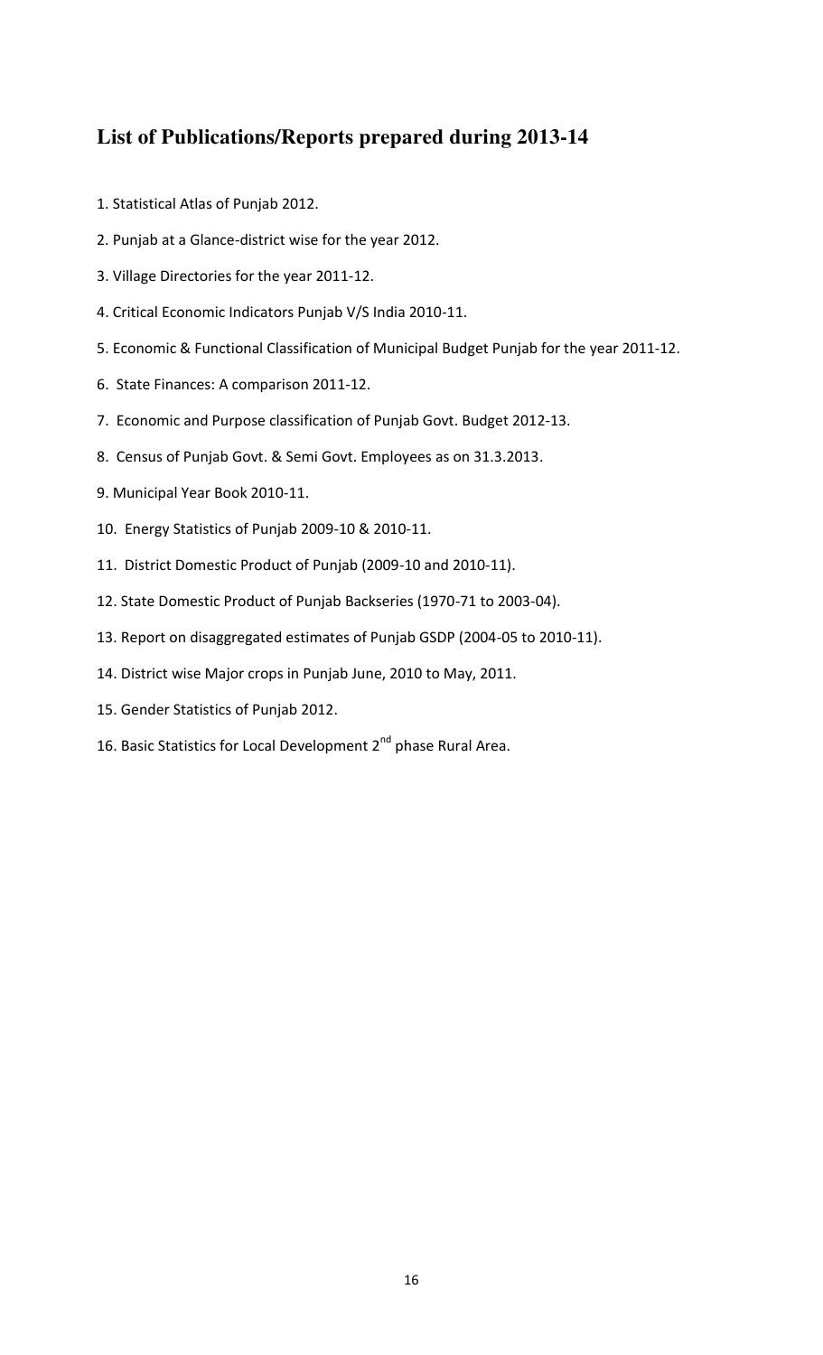## List of Publications/Reports prepared during 2013-14

1. Statistical Atlas of Punjab 2012.
2. Punjab at a Glance-district wise for the year 2012.
3. Village Directories for the year 2011-12.
4. Critical Economic Indicators Punjab V/S India 2010-11.
5. Economic & Functional Classification of Municipal Budget Punjab for the year 2011-12.
6. State Finances: A comparison 2011-12.
7. Economic and Purpose classification of Punjab Govt. Budget 2012-13.
8. Census of Punjab Govt. & Semi Govt. Employees as on 31.3.2013.
9. Municipal Year Book 2010-11.
10. Energy Statistics of Punjab 2009-10 & 2010-11.
11. District Domestic Product of Punjab (2009-10 and 2010-11).
12. State Domestic Product of Punjab Backseries (1970-71 to 2003-04).
13. Report on disaggregated estimates of Punjab GSDP (2004-05 to 2010-11).
14. District wise Major crops in Punjab June, 2010 to May, 2011.
15. Gender Statistics of Punjab 2012.
16. Basic Statistics for Local Development 2nd phase Rural Area.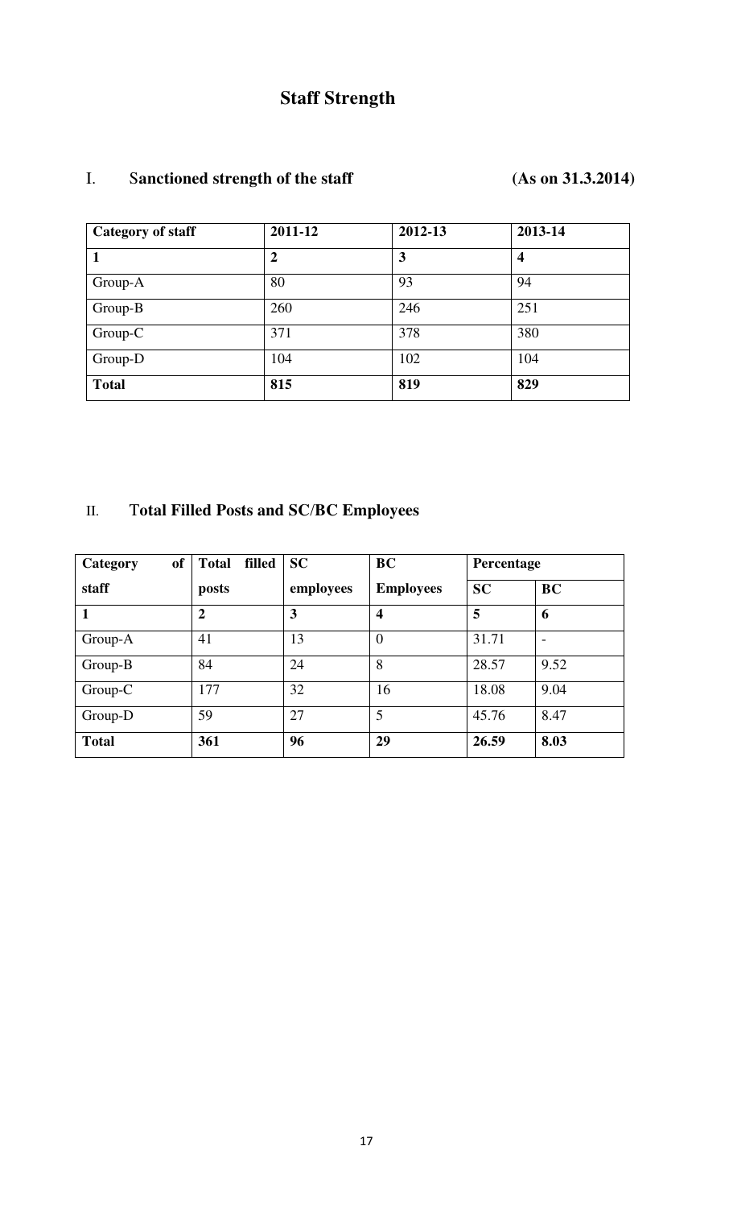# Staff Strength

## I. Sanctioned strength of the staff (As on 31.3.2014)

| Category of staff | 2011-12 | 2012-13 | 2013-14 |
|---|---|---|---|
| **1** | **2** | **3** | **4** |
| Group-A | 80 | 93 | 94 |
| Group-B | 260 | 246 | 251 |
| Group-C | 371 | 378 | 380 |
| Group-D | 104 | 102 | 104 |
| **Total** | **815** | **819** | **829** |

## II. Total Filled Posts and SC/BC Employees

| Category of staff | Total filled posts | SC employees | BC Employees | Percentage | |
|---|---|---|---|---|---|
| | | | | **SC** | **BC** |
| **1** | **2** | **3** | **4** | **5** | **6** |
| Group-A | 41 | 13 | 0 | 31.71 | - |
| Group-B | 84 | 24 | 8 | 28.57 | 9.52 |
| Group-C | 177 | 32 | 16 | 18.08 | 9.04 |
| Group-D | 59 | 27 | 5 | 45.76 | 8.47 |
| **Total** | **361** | **96** | **29** | **26.59** | **8.03** |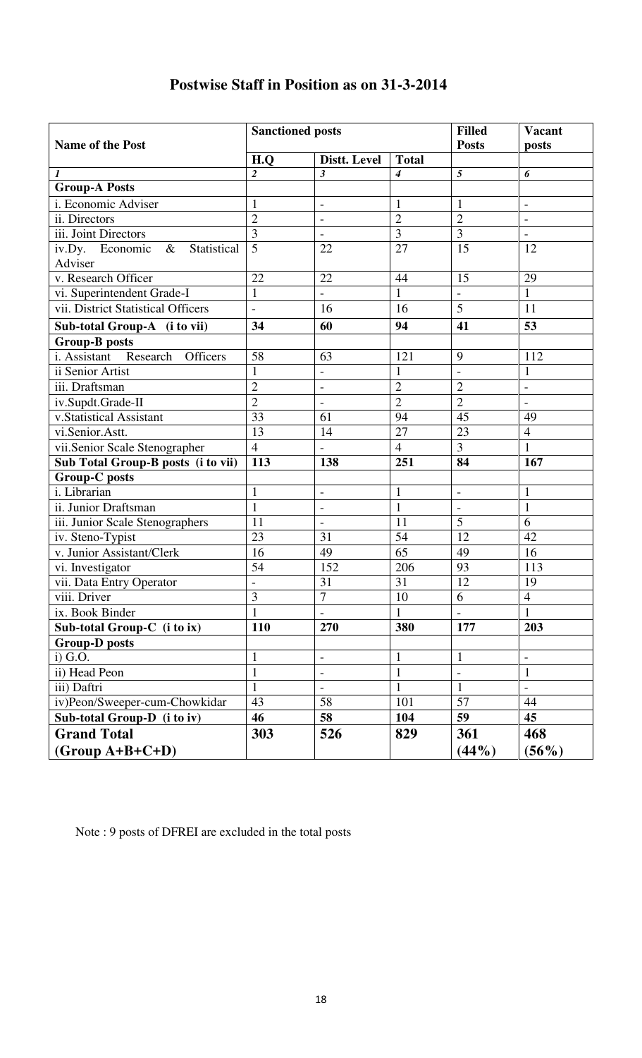## Postwise Staff in Position as on 31-3-2014

| Name of the Post | Sanctioned posts | | | Filled Posts | Vacant posts |
|---|---|---|---|---|---|
| | H.Q | Distt. Level | Total | | |
| *1* | *2* | *3* | *4* | *5* | *6* |
| **Group-A Posts** | | | | | |
| i. Economic Adviser | 1 | - | 1 | 1 | - |
| ii. Directors | 2 | - | 2 | 2 | - |
| iii. Joint Directors | 3 | - | 3 | 3 | - |
| iv.Dy. Economic & Statistical Adviser | 5 | 22 | 27 | 15 | 12 |
| v. Research Officer | 22 | 22 | 44 | 15 | 29 |
| vi. Superintendent Grade-I | 1 | - | 1 | - | 1 |
| vii. District Statistical Officers | - | 16 | 16 | 5 | 11 |
| **Sub-total Group-A (i to vii)** | **34** | **60** | **94** | **41** | **53** |
| **Group-B posts** | | | | | |
| i. Assistant Research Officers | 58 | 63 | 121 | 9 | 112 |
| ii Senior Artist | 1 | - | 1 | - | 1 |
| iii. Draftsman | 2 | - | 2 | 2 | - |
| iv.Supdt.Grade-II | 2 | - | 2 | 2 | - |
| v.Statistical Assistant | 33 | 61 | 94 | 45 | 49 |
| vi.Senior.Astt. | 13 | 14 | 27 | 23 | 4 |
| vii.Senior Scale Stenographer | 4 | - | 4 | 3 | 1 |
| **Sub Total Group-B posts (i to vii)** | **113** | **138** | **251** | **84** | **167** |
| **Group-C posts** | | | | | |
| i. Librarian | 1 | - | 1 | - | 1 |
| ii. Junior Draftsman | 1 | - | 1 | - | 1 |
| iii. Junior Scale Stenographers | 11 | - | 11 | 5 | 6 |
| iv. Steno-Typist | 23 | 31 | 54 | 12 | 42 |
| v. Junior Assistant/Clerk | 16 | 49 | 65 | 49 | 16 |
| vi. Investigator | 54 | 152 | 206 | 93 | 113 |
| vii. Data Entry Operator | - | 31 | 31 | 12 | 19 |
| viii. Driver | 3 | 7 | 10 | 6 | 4 |
| ix. Book Binder | 1 | - | 1 | - | 1 |
| **Sub-total Group-C (i to ix)** | **110** | **270** | **380** | **177** | **203** |
| **Group-D posts** | | | | | |
| i) G.O. | 1 | - | 1 | 1 | - |
| ii) Head Peon | 1 | - | 1 | - | 1 |
| iii) Daftri | 1 | - | 1 | 1 | - |
| iv)Peon/Sweeper-cum-Chowkidar | 43 | 58 | 101 | 57 | 44 |
| **Sub-total Group-D (i to iv)** | **46** | **58** | **104** | **59** | **45** |
| **Grand Total (Group A+B+C+D)** | **303** | **526** | **829** | **361 (44%)** | **468 (56%)** |

Note : 9 posts of DFREI are excluded in the total posts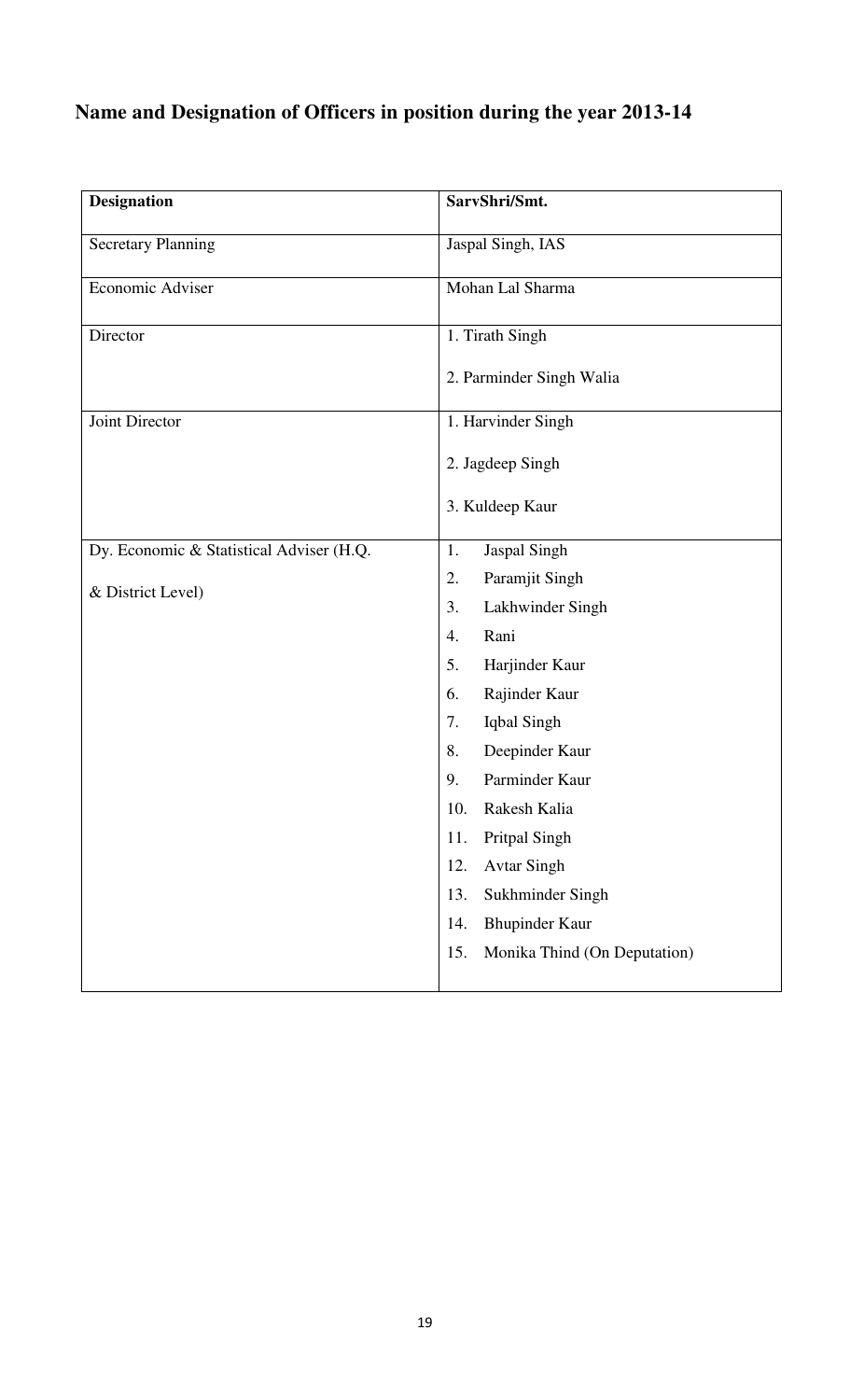# Name and Designation of Officers in position during the year 2013-14

| Designation | SarvShri/Smt. |
| --- | --- |
| Secretary Planning | Jaspal Singh, IAS |
| Economic Adviser | Mohan Lal Sharma |
| Director | 1. Tirath Singh<br>2. Parminder Singh Walia |
| Joint Director | 1. Harvinder Singh<br>2. Jagdeep Singh<br>3. Kuldeep Kaur |
| Dy. Economic & Statistical Adviser (H.Q. & District Level) | 1. Jaspal Singh<br>2. Paramjit Singh<br>3. Lakhwinder Singh<br>4. Rani<br>5. Harjinder Kaur<br>6. Rajinder Kaur<br>7. Iqbal Singh<br>8. Deepinder Kaur<br>9. Parminder Kaur<br>10. Rakesh Kalia<br>11. Pritpal Singh<br>12. Avtar Singh<br>13. Sukhminder Singh<br>14. Bhupinder Kaur<br>15. Monika Thind (On Deputation) |